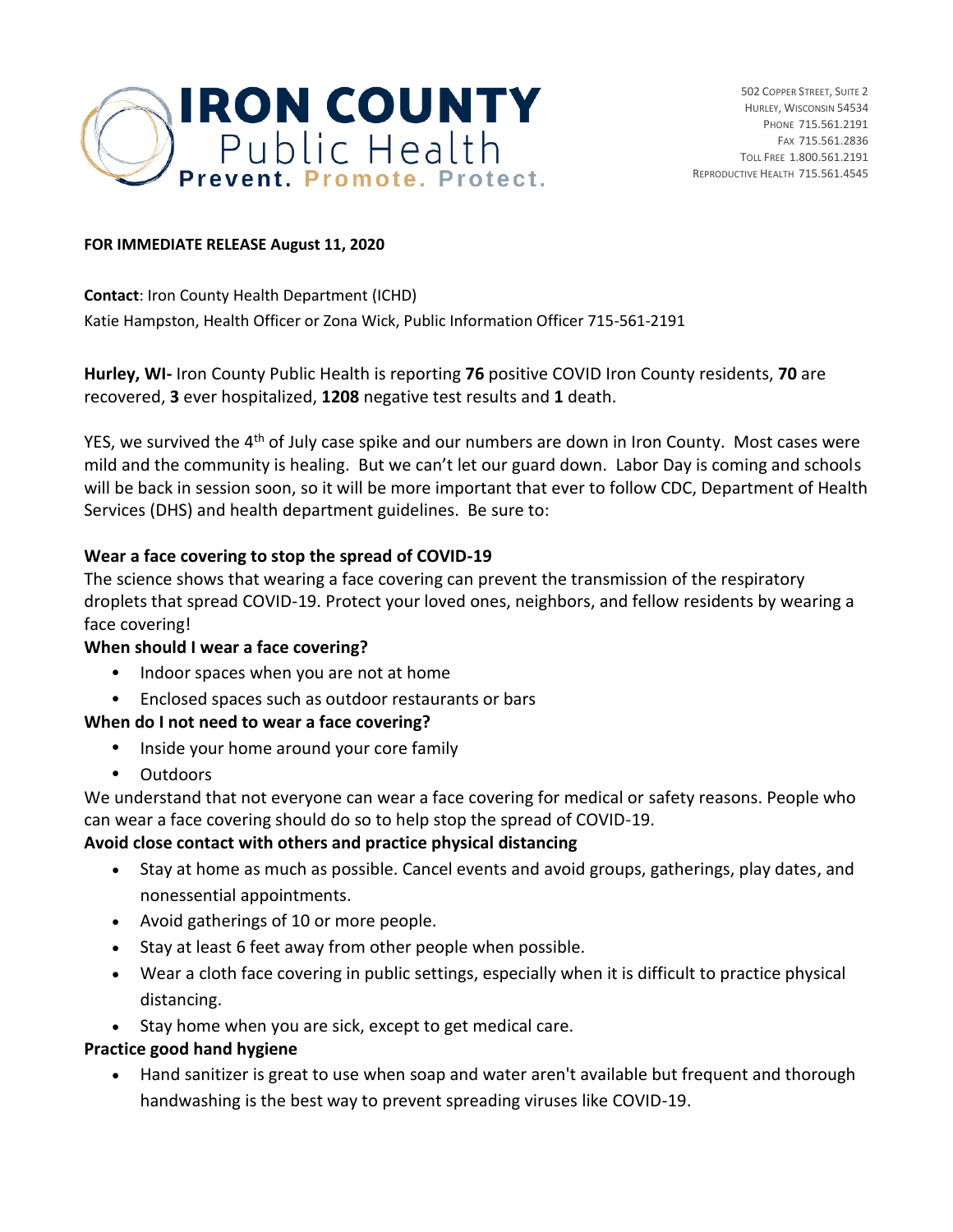# IRON COUNTY Public Health

**Prevent. Promote. Protect.**

502 Copper Street, Suite 2
Hurley, Wisconsin 54534
Phone 715.561.2191
Fax 715.561.2836
Toll Free 1.800.561.2191
Reproductive Health 715.561.4545

**FOR IMMEDIATE RELEASE August 11, 2020**

**Contact**: Iron County Health Department (ICHD)
Katie Hampston, Health Officer or Zona Wick, Public Information Officer 715-561-2191

**Hurley, WI-** Iron County Public Health is reporting **76** positive COVID Iron County residents, **70** are recovered, **3** ever hospitalized, **1208** negative test results and **1** death.

YES, we survived the 4th of July case spike and our numbers are down in Iron County. Most cases were mild and the community is healing. But we can't let our guard down. Labor Day is coming and schools will be back in session soon, so it will be more important that ever to follow CDC, Department of Health Services (DHS) and health department guidelines. Be sure to:

**Wear a face covering to stop the spread of COVID-19**

The science shows that wearing a face covering can prevent the transmission of the respiratory droplets that spread COVID-19. Protect your loved ones, neighbors, and fellow residents by wearing a face covering!

**When should I wear a face covering?**

- Indoor spaces when you are not at home
- Enclosed spaces such as outdoor restaurants or bars

**When do I not need to wear a face covering?**

- Inside your home around your core family
- Outdoors

We understand that not everyone can wear a face covering for medical or safety reasons. People who can wear a face covering should do so to help stop the spread of COVID-19.

**Avoid close contact with others and practice physical distancing**

- Stay at home as much as possible. Cancel events and avoid groups, gatherings, play dates, and nonessential appointments.
- Avoid gatherings of 10 or more people.
- Stay at least 6 feet away from other people when possible.
- Wear a cloth face covering in public settings, especially when it is difficult to practice physical distancing.
- Stay home when you are sick, except to get medical care.

**Practice good hand hygiene**

- Hand sanitizer is great to use when soap and water aren't available but frequent and thorough handwashing is the best way to prevent spreading viruses like COVID-19.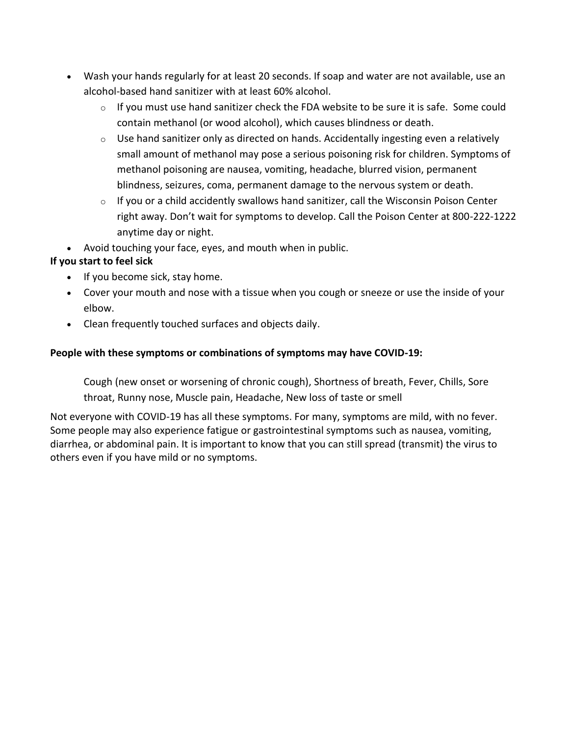- Wash your hands regularly for at least 20 seconds. If soap and water are not available, use an alcohol-based hand sanitizer with at least 60% alcohol.
    - If you must use hand sanitizer check the FDA website to be sure it is safe. Some could contain methanol (or wood alcohol), which causes blindness or death.
    - Use hand sanitizer only as directed on hands. Accidentally ingesting even a relatively small amount of methanol may pose a serious poisoning risk for children. Symptoms of methanol poisoning are nausea, vomiting, headache, blurred vision, permanent blindness, seizures, coma, permanent damage to the nervous system or death.
    - If you or a child accidently swallows hand sanitizer, call the Wisconsin Poison Center right away. Don't wait for symptoms to develop. Call the Poison Center at 800-222-1222 anytime day or night.
- Avoid touching your face, eyes, and mouth when in public.

**If you start to feel sick**

- If you become sick, stay home.
- Cover your mouth and nose with a tissue when you cough or sneeze or use the inside of your elbow.
- Clean frequently touched surfaces and objects daily.

**People with these symptoms or combinations of symptoms may have COVID-19:**

Cough (new onset or worsening of chronic cough), Shortness of breath, Fever, Chills, Sore throat, Runny nose, Muscle pain, Headache, New loss of taste or smell

Not everyone with COVID-19 has all these symptoms. For many, symptoms are mild, with no fever. Some people may also experience fatigue or gastrointestinal symptoms such as nausea, vomiting, diarrhea, or abdominal pain. It is important to know that you can still spread (transmit) the virus to others even if you have mild or no symptoms.